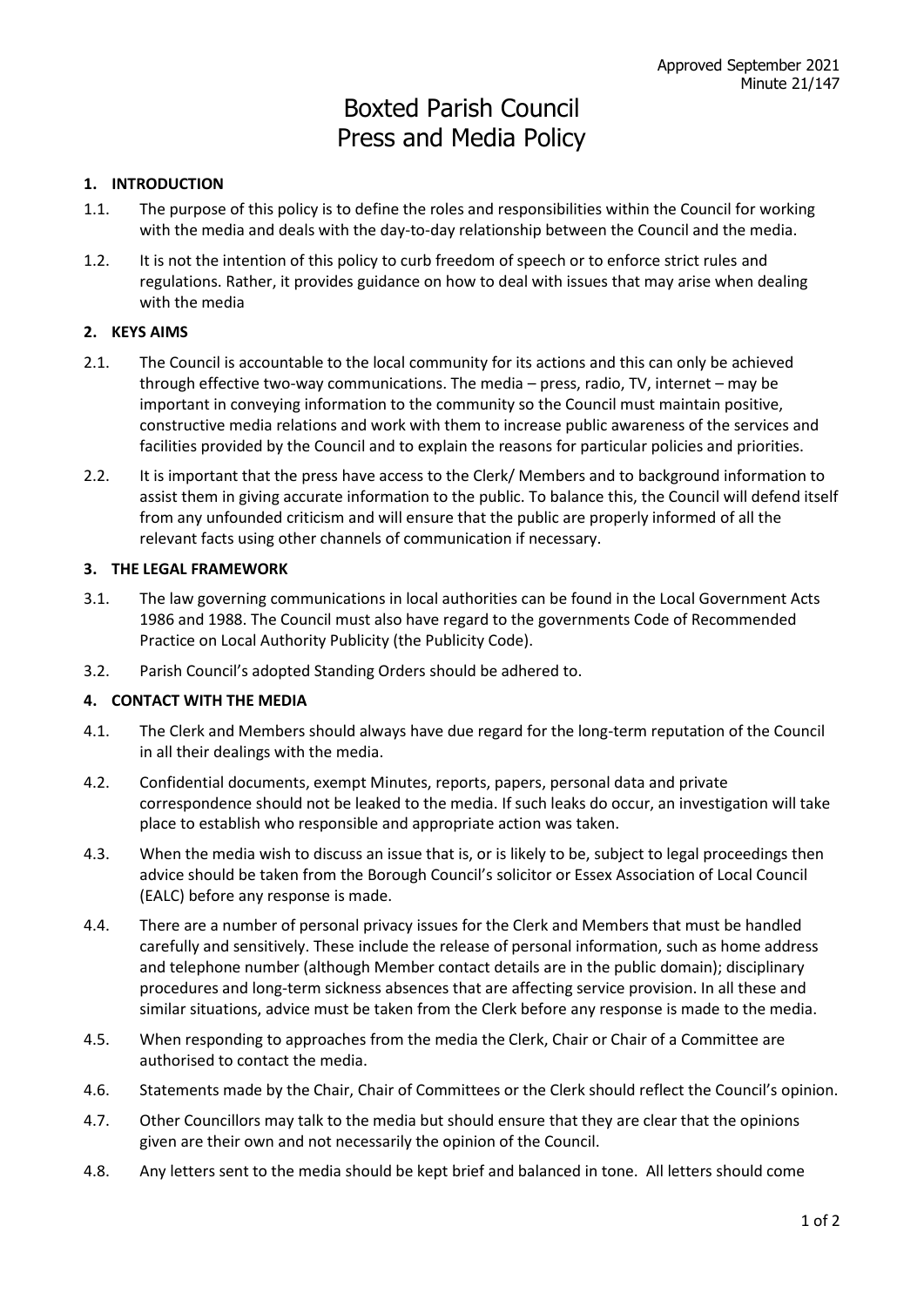Approved September 2021
Minute 21/147

# Boxted Parish Council
# Press and Media Policy

## 1. INTRODUCTION

1.1. The purpose of this policy is to define the roles and responsibilities within the Council for working with the media and deals with the day-to-day relationship between the Council and the media.

1.2. It is not the intention of this policy to curb freedom of speech or to enforce strict rules and regulations. Rather, it provides guidance on how to deal with issues that may arise when dealing with the media

## 2. KEYS AIMS

2.1. The Council is accountable to the local community for its actions and this can only be achieved through effective two-way communications. The media – press, radio, TV, internet – may be important in conveying information to the community so the Council must maintain positive, constructive media relations and work with them to increase public awareness of the services and facilities provided by the Council and to explain the reasons for particular policies and priorities.

2.2. It is important that the press have access to the Clerk/ Members and to background information to assist them in giving accurate information to the public. To balance this, the Council will defend itself from any unfounded criticism and will ensure that the public are properly informed of all the relevant facts using other channels of communication if necessary.

## 3. THE LEGAL FRAMEWORK

3.1. The law governing communications in local authorities can be found in the Local Government Acts 1986 and 1988. The Council must also have regard to the governments Code of Recommended Practice on Local Authority Publicity (the Publicity Code).

3.2. Parish Council's adopted Standing Orders should be adhered to.

## 4. CONTACT WITH THE MEDIA

4.1. The Clerk and Members should always have due regard for the long-term reputation of the Council in all their dealings with the media.

4.2. Confidential documents, exempt Minutes, reports, papers, personal data and private correspondence should not be leaked to the media. If such leaks do occur, an investigation will take place to establish who responsible and appropriate action was taken.

4.3. When the media wish to discuss an issue that is, or is likely to be, subject to legal proceedings then advice should be taken from the Borough Council's solicitor or Essex Association of Local Council (EALC) before any response is made.

4.4. There are a number of personal privacy issues for the Clerk and Members that must be handled carefully and sensitively. These include the release of personal information, such as home address and telephone number (although Member contact details are in the public domain); disciplinary procedures and long-term sickness absences that are affecting service provision. In all these and similar situations, advice must be taken from the Clerk before any response is made to the media.

4.5. When responding to approaches from the media the Clerk, Chair or Chair of a Committee are authorised to contact the media.

4.6. Statements made by the Chair, Chair of Committees or the Clerk should reflect the Council's opinion.

4.7. Other Councillors may talk to the media but should ensure that they are clear that the opinions given are their own and not necessarily the opinion of the Council.

4.8. Any letters sent to the media should be kept brief and balanced in tone. All letters should come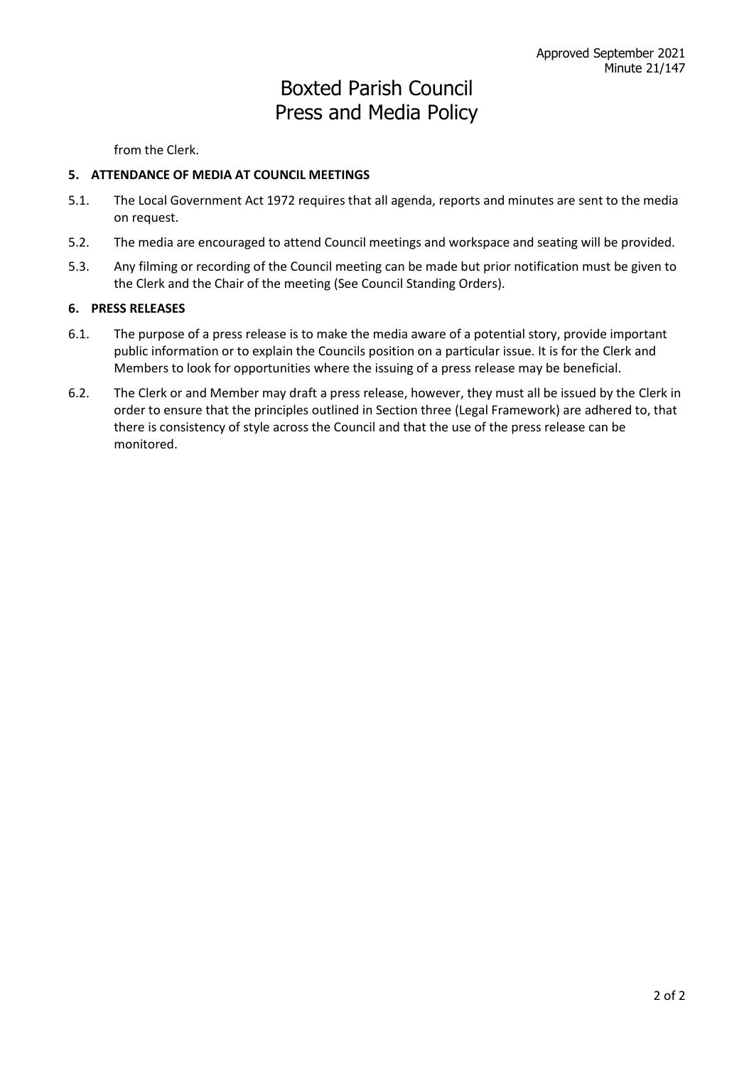from the Clerk.

**5. ATTENDANCE OF MEDIA AT COUNCIL MEETINGS**

5.1. The Local Government Act 1972 requires that all agenda, reports and minutes are sent to the media on request.

5.2. The media are encouraged to attend Council meetings and workspace and seating will be provided.

5.3. Any filming or recording of the Council meeting can be made but prior notification must be given to the Clerk and the Chair of the meeting (See Council Standing Orders).

**6. PRESS RELEASES**

6.1. The purpose of a press release is to make the media aware of a potential story, provide important public information or to explain the Councils position on a particular issue. It is for the Clerk and Members to look for opportunities where the issuing of a press release may be beneficial.

6.2. The Clerk or and Member may draft a press release, however, they must all be issued by the Clerk in order to ensure that the principles outlined in Section three (Legal Framework) are adhered to, that there is consistency of style across the Council and that the use of the press release can be monitored.